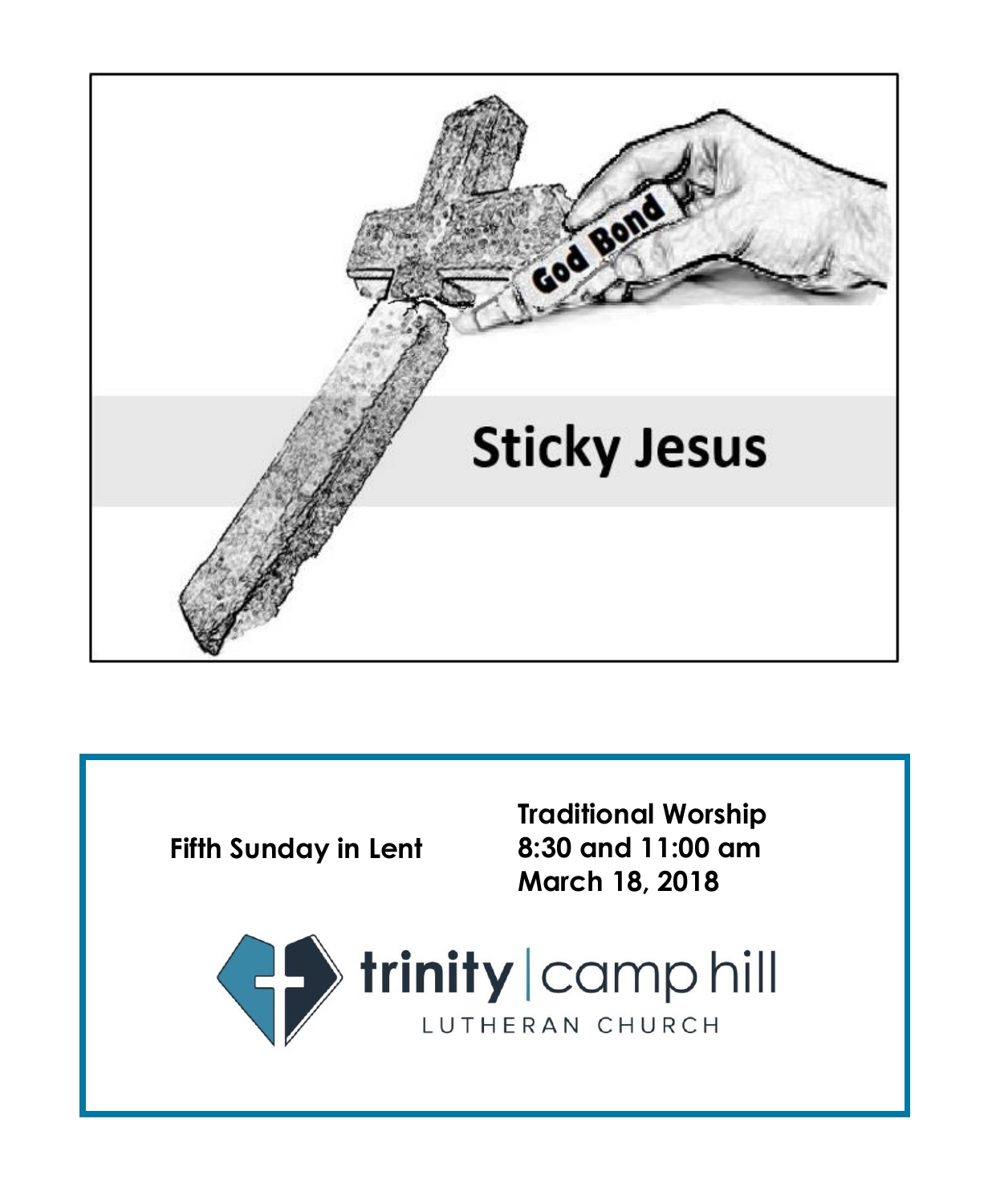# Sticky Jesus

**Fifth Sunday in Lent**

**Traditional Worship**
**8:30 and 11:00 am**
**March 18, 2018**

trinity | camp hill
LUTHERAN CHURCH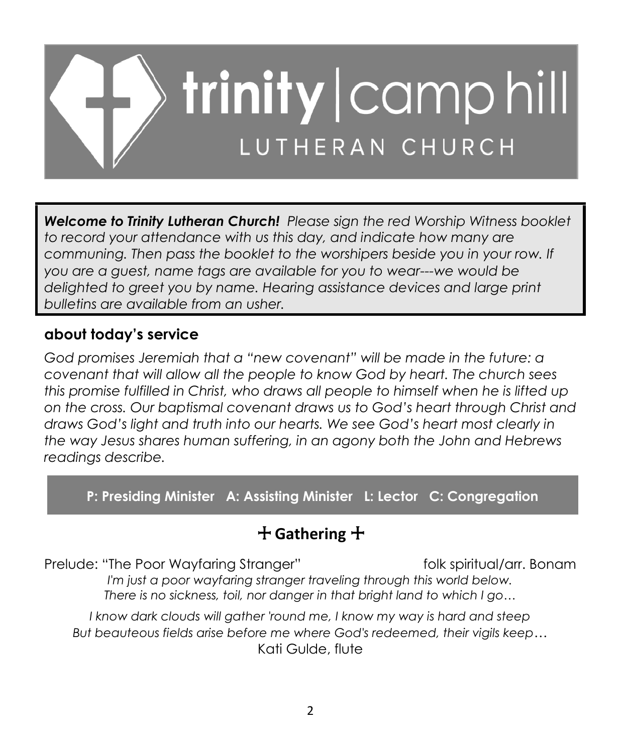# trinity | camp hill LUTHERAN CHURCH

***Welcome to Trinity Lutheran Church!*** *Please sign the red Worship Witness booklet to record your attendance with us this day, and indicate how many are communing. Then pass the booklet to the worshipers beside you in your row. If you are a guest, name tags are available for you to wear---we would be delighted to greet you by name. Hearing assistance devices and large print bulletins are available from an usher.*

## about today's service

*God promises Jeremiah that a "new covenant" will be made in the future: a covenant that will allow all the people to know God by heart. The church sees this promise fulfilled in Christ, who draws all people to himself when he is lifted up on the cross. Our baptismal covenant draws us to God's heart through Christ and draws God's light and truth into our hearts. We see God's heart most clearly in the way Jesus shares human suffering, in an agony both the John and Hebrews readings describe.*

**P: Presiding Minister A: Assisting Minister L: Lector C: Congregation**

## ☩ Gathering ☩

Prelude: "The Poor Wayfaring Stranger" folk spiritual/arr. Bonam

*I'm just a poor wayfaring stranger traveling through this world below.*
*There is no sickness, toil, nor danger in that bright land to which I go…*

*I know dark clouds will gather 'round me, I know my way is hard and steep*
*But beauteous fields arise before me where God's redeemed, their vigils keep…*

Kati Gulde, flute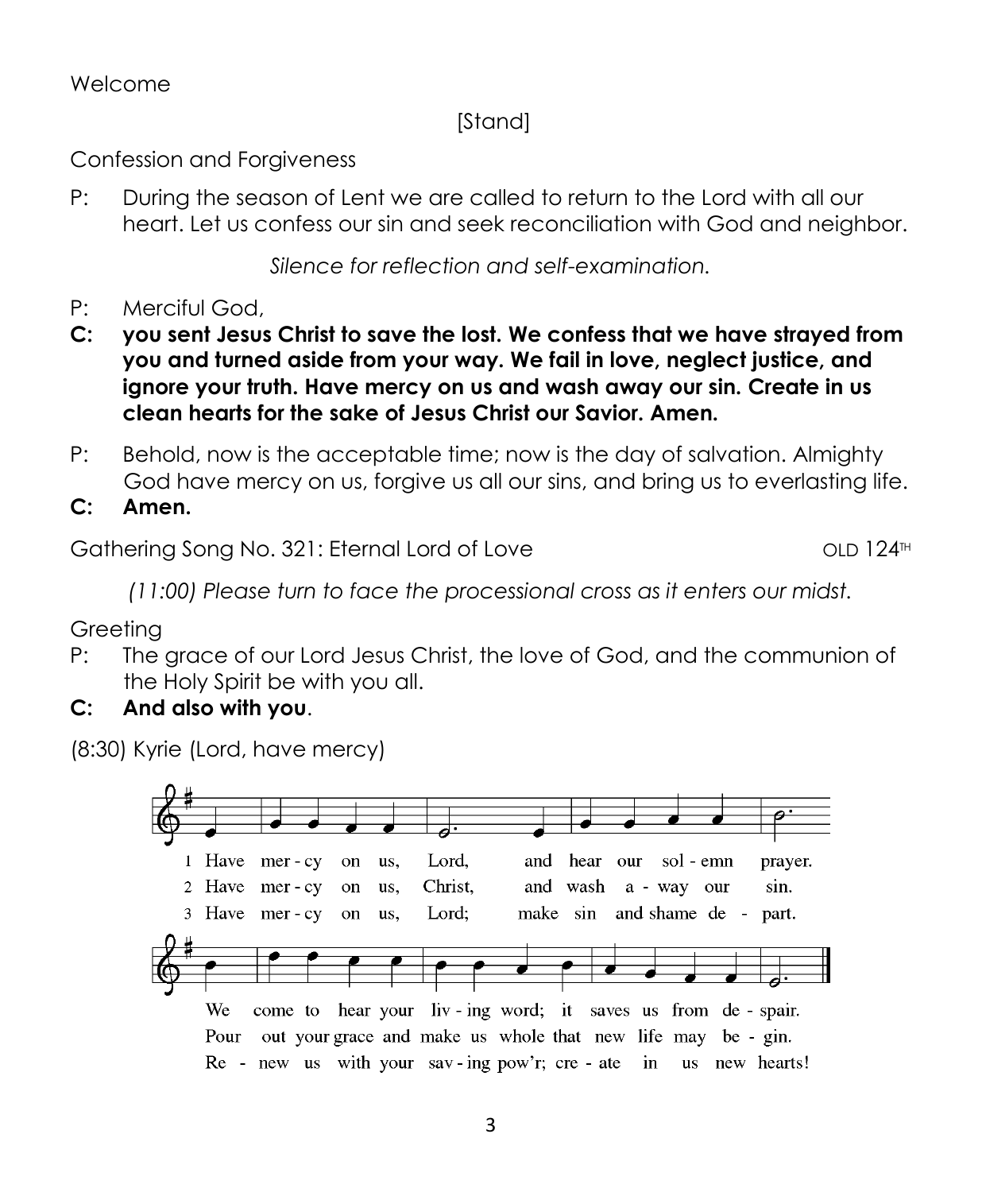Welcome

[Stand]

Confession and Forgiveness

P: During the season of Lent we are called to return to the Lord with all our heart. Let us confess our sin and seek reconciliation with God and neighbor.

*Silence for reflection and self-examination.*

P: Merciful God,

**C: you sent Jesus Christ to save the lost. We confess that we have strayed from you and turned aside from your way. We fail in love, neglect justice, and ignore your truth. Have mercy on us and wash away our sin. Create in us clean hearts for the sake of Jesus Christ our Savior. Amen.**

P: Behold, now is the acceptable time; now is the day of salvation. Almighty God have mercy on us, forgive us all our sins, and bring us to everlasting life.

**C: Amen.**

Gathering Song No. 321: Eternal Lord of Love OLD 124TH

*(11:00) Please turn to face the processional cross as it enters our midst.*

Greeting

P: The grace of our Lord Jesus Christ, the love of God, and the communion of the Holy Spirit be with you all.

**C: And also with you**.

(8:30) Kyrie (Lord, have mercy)

1 Have mer-cy on us, Lord, and hear our sol-emn prayer. We come to hear your liv-ing word; it saves us from de-spair.

2 Have mer-cy on us, Christ, and wash a-way our sin. Pour out your grace and make us whole that new life may be-gin.

3 Have mer-cy on us, Lord; make sin and shame de-part. Re-new us with your sav-ing pow'r; cre-ate in us new hearts!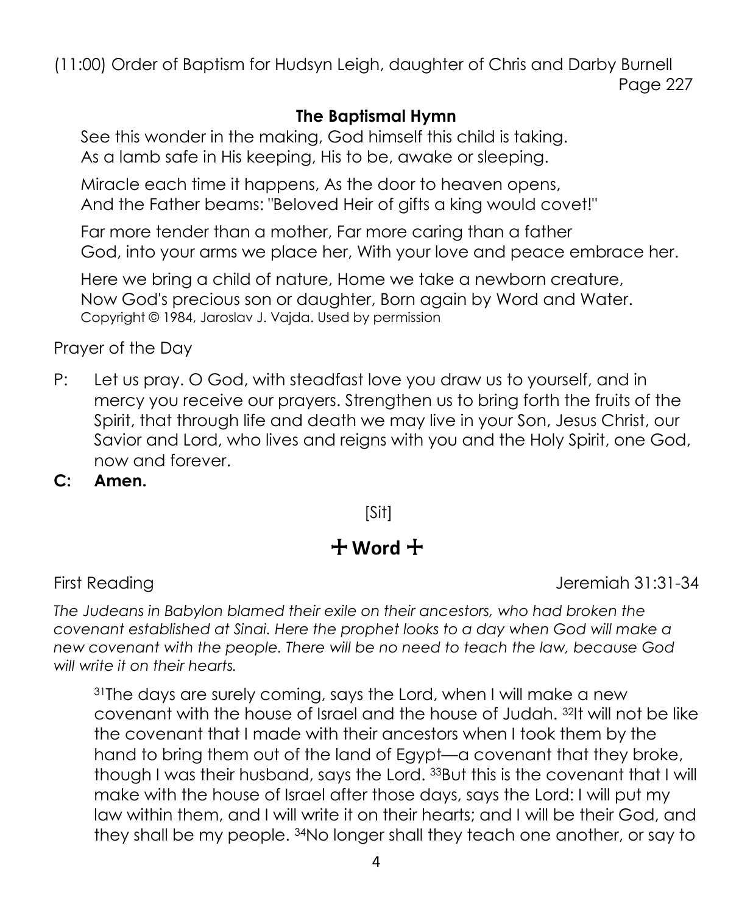(11:00) Order of Baptism for Hudsyn Leigh, daughter of Chris and Darby Burnell
Page 227

### The Baptismal Hymn

See this wonder in the making, God himself this child is taking.
As a lamb safe in His keeping, His to be, awake or sleeping.

Miracle each time it happens, As the door to heaven opens,
And the Father beams: "Beloved Heir of gifts a king would covet!"

Far more tender than a mother, Far more caring than a father
God, into your arms we place her, With your love and peace embrace her.

Here we bring a child of nature, Home we take a newborn creature,
Now God's precious son or daughter, Born again by Word and Water.
Copyright © 1984, Jaroslav J. Vajda. Used by permission

Prayer of the Day

P: Let us pray. O God, with steadfast love you draw us to yourself, and in mercy you receive our prayers. Strengthen us to bring forth the fruits of the Spirit, that through life and death we may live in your Son, Jesus Christ, our Savior and Lord, who lives and reigns with you and the Holy Spirit, one God, now and forever.

**C: Amen.**

[Sit]

## ☩ Word ☩

First Reading — Jeremiah 31:31-34

*The Judeans in Babylon blamed their exile on their ancestors, who had broken the covenant established at Sinai. Here the prophet looks to a day when God will make a new covenant with the people. There will be no need to teach the law, because God will write it on their hearts.*

[31]The days are surely coming, says the Lord, when I will make a new covenant with the house of Israel and the house of Judah. [32]It will not be like the covenant that I made with their ancestors when I took them by the hand to bring them out of the land of Egypt—a covenant that they broke, though I was their husband, says the Lord. [33]But this is the covenant that I will make with the house of Israel after those days, says the Lord: I will put my law within them, and I will write it on their hearts; and I will be their God, and they shall be my people. [34]No longer shall they teach one another, or say to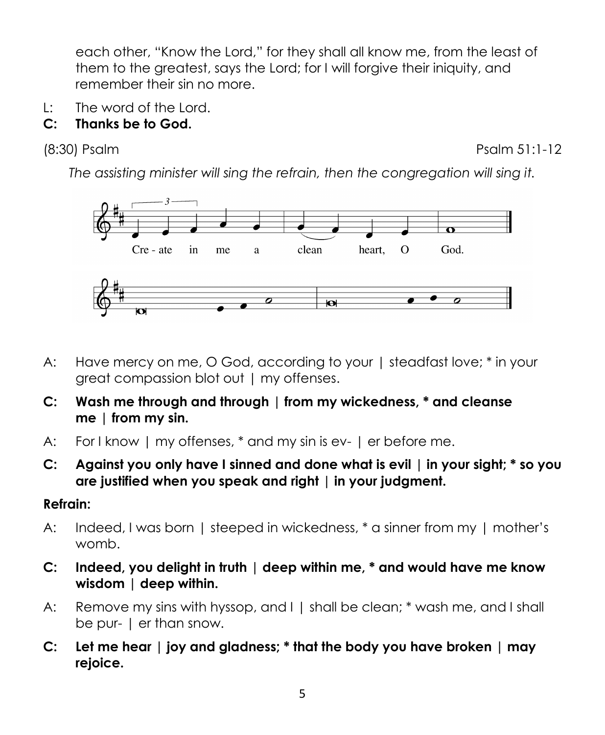each other, "Know the Lord," for they shall all know me, from the least of them to the greatest, says the Lord; for I will forgive their iniquity, and remember their sin no more.

L: The word of the Lord.

**C: Thanks be to God.**

(8:30) Psalm — Psalm 51:1-12

*The assisting minister will sing the refrain, then the congregation will sing it.*

Cre - ate in me a clean heart, O God.

A: Have mercy on me, O God, according to your | steadfast love; * in your great compassion blot out | my offenses.

**C: Wash me through and through | from my wickedness, * and cleanse me | from my sin.**

A: For I know | my offenses, * and my sin is ev- | er before me.

**C: Against you only have I sinned and done what is evil | in your sight; * so you are justified when you speak and right | in your judgment.**

**Refrain:**

A: Indeed, I was born | steeped in wickedness, * a sinner from my | mother's womb.

**C: Indeed, you delight in truth | deep within me, * and would have me know wisdom | deep within.**

A: Remove my sins with hyssop, and I | shall be clean; * wash me, and I shall be pur- | er than snow.

**C: Let me hear | joy and gladness; * that the body you have broken | may rejoice.**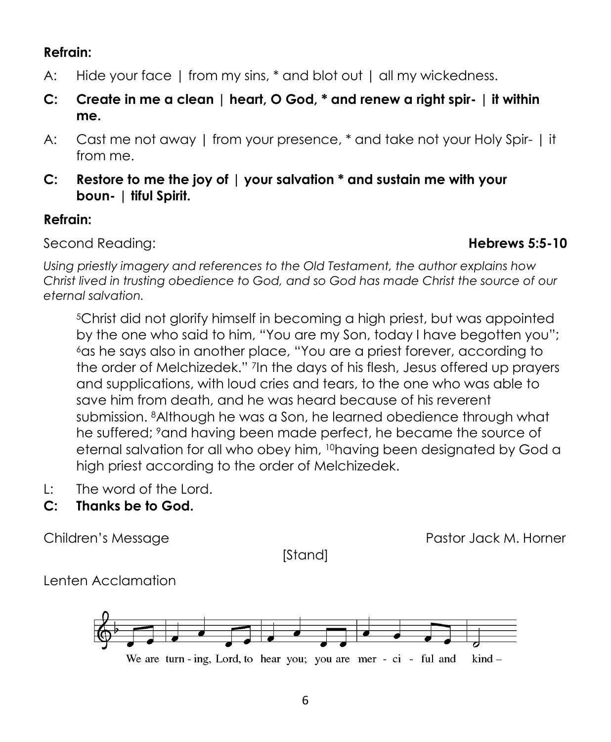**Refrain:**

A: Hide your face | from my sins, * and blot out | all my wickedness.

**C: Create in me a clean | heart, O God, * and renew a right spir- | it within me.**

A: Cast me not away | from your presence, * and take not your Holy Spir- | it from me.

**C: Restore to me the joy of | your salvation * and sustain me with your boun- | tiful Spirit.**

**Refrain:**

Second Reading: **Hebrews 5:5-10**

*Using priestly imagery and references to the Old Testament, the author explains how Christ lived in trusting obedience to God, and so God has made Christ the source of our eternal salvation.*

> [5]Christ did not glorify himself in becoming a high priest, but was appointed by the one who said to him, "You are my Son, today I have begotten you"; [6]as he says also in another place, "You are a priest forever, according to the order of Melchizedek." [7]In the days of his flesh, Jesus offered up prayers and supplications, with loud cries and tears, to the one who was able to save him from death, and he was heard because of his reverent submission. [8]Although he was a Son, he learned obedience through what he suffered; [9]and having been made perfect, he became the source of eternal salvation for all who obey him, [10]having been designated by God a high priest according to the order of Melchizedek.

L: The word of the Lord.

**C: Thanks be to God.**

Children's Message Pastor Jack M. Horner

[Stand]

Lenten Acclamation

We are turn - ing, Lord, to hear you; you are mer - ci - ful and kind –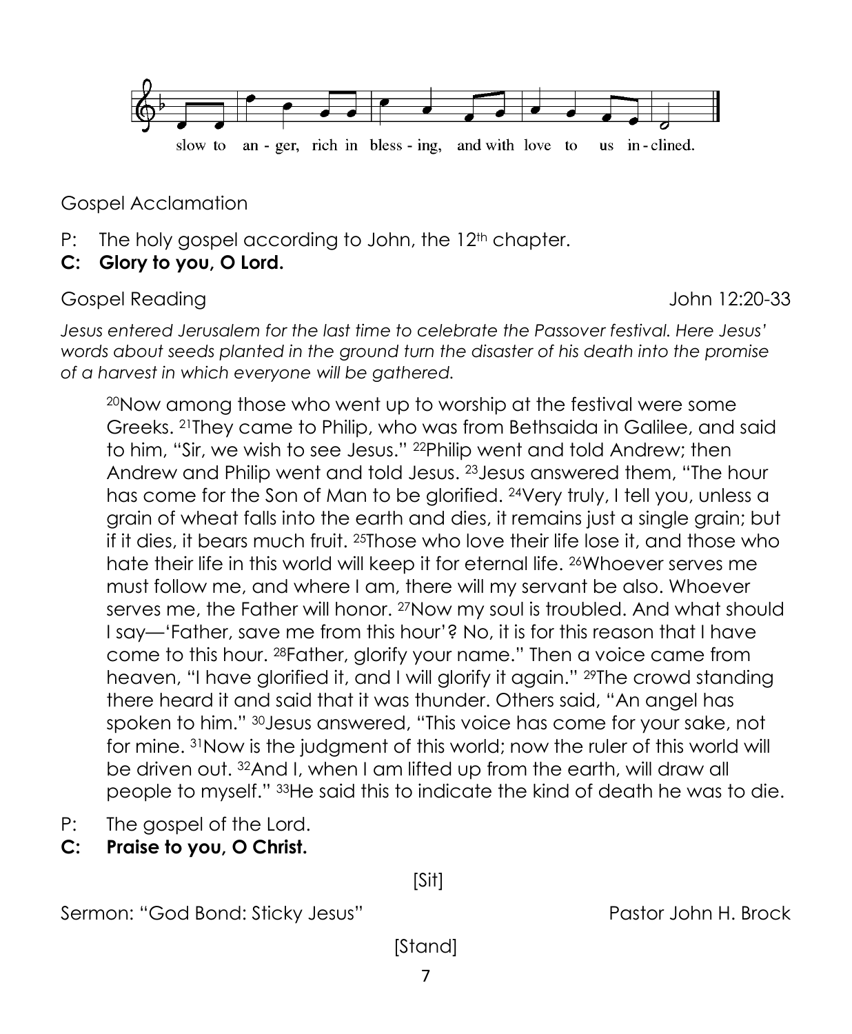slow to an - ger, rich in bless - ing, and with love to us in - clined.

Gospel Acclamation

P: The holy gospel according to John, the 12th chapter.

**C: Glory to you, O Lord.**

Gospel Reading John 12:20-33

*Jesus entered Jerusalem for the last time to celebrate the Passover festival. Here Jesus' words about seeds planted in the ground turn the disaster of his death into the promise of a harvest in which everyone will be gathered.*

[20]Now among those who went up to worship at the festival were some Greeks. [21]They came to Philip, who was from Bethsaida in Galilee, and said to him, "Sir, we wish to see Jesus." [22]Philip went and told Andrew; then Andrew and Philip went and told Jesus. [23]Jesus answered them, "The hour has come for the Son of Man to be glorified. [24]Very truly, I tell you, unless a grain of wheat falls into the earth and dies, it remains just a single grain; but if it dies, it bears much fruit. [25]Those who love their life lose it, and those who hate their life in this world will keep it for eternal life. [26]Whoever serves me must follow me, and where I am, there will my servant be also. Whoever serves me, the Father will honor. [27]Now my soul is troubled. And what should I say—'Father, save me from this hour'? No, it is for this reason that I have come to this hour. [28]Father, glorify your name." Then a voice came from heaven, "I have glorified it, and I will glorify it again." [29]The crowd standing there heard it and said that it was thunder. Others said, "An angel has spoken to him." [30]Jesus answered, "This voice has come for your sake, not for mine. [31]Now is the judgment of this world; now the ruler of this world will be driven out. [32]And I, when I am lifted up from the earth, will draw all people to myself." [33]He said this to indicate the kind of death he was to die.

P: The gospel of the Lord.

**C: Praise to you, O Christ.**

[Sit]

Sermon: "God Bond: Sticky Jesus" Pastor John H. Brock

[Stand]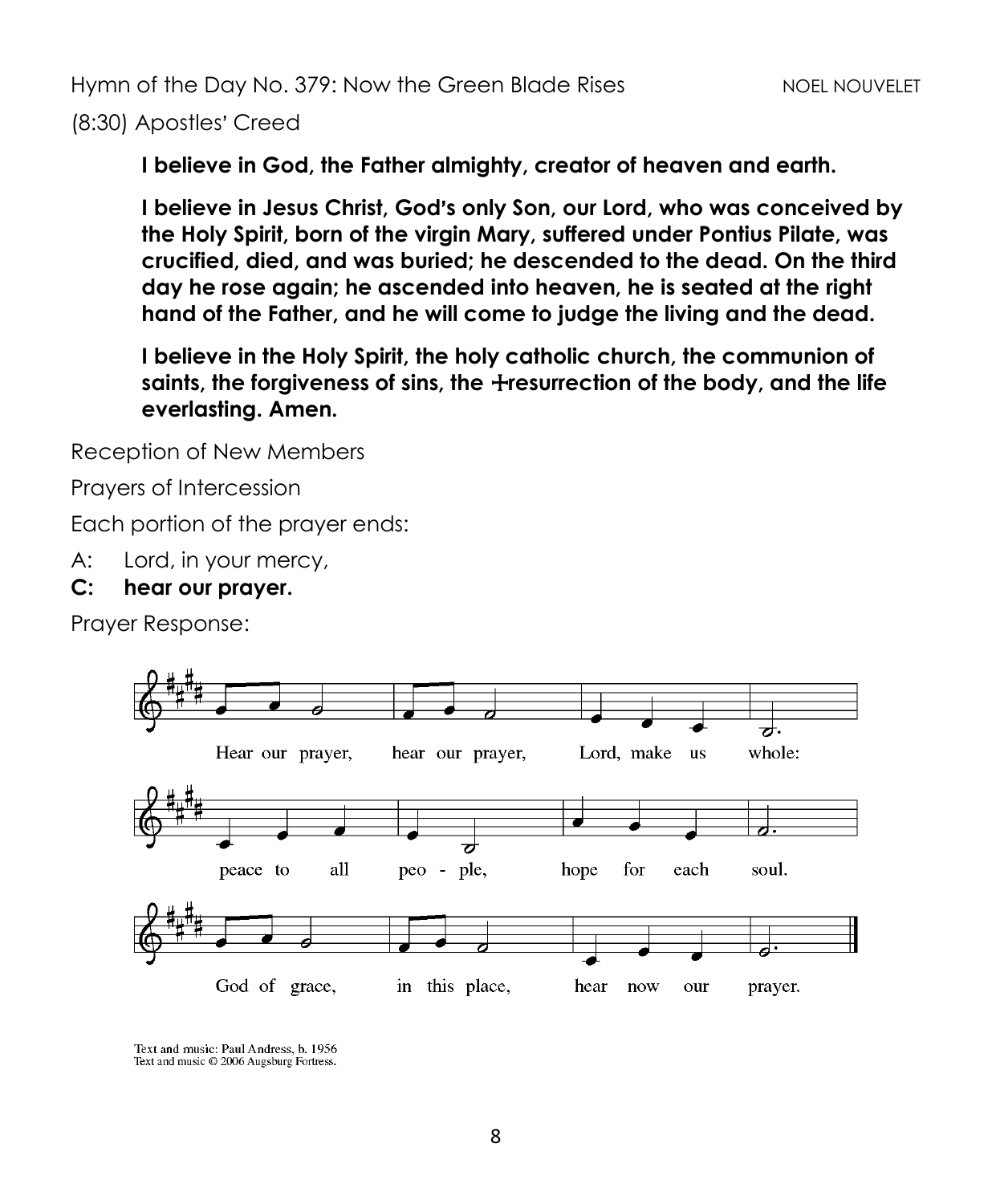Hymn of the Day No. 379: Now the Green Blade Rises NOEL NOUVELET

(8:30) Apostles' Creed

**I believe in God, the Father almighty, creator of heaven and earth.**

**I believe in Jesus Christ, God's only Son, our Lord, who was conceived by the Holy Spirit, born of the virgin Mary, suffered under Pontius Pilate, was crucified, died, and was buried; he descended to the dead. On the third day he rose again; he ascended into heaven, he is seated at the right hand of the Father, and he will come to judge the living and the dead.**

**I believe in the Holy Spirit, the holy catholic church, the communion of saints, the forgiveness of sins, the ☩resurrection of the body, and the life everlasting. Amen.**

Reception of New Members

Prayers of Intercession

Each portion of the prayer ends:

A: Lord, in your mercy,

**C: hear our prayer.**

Prayer Response:

Hear our prayer, hear our prayer, Lord, make us whole:
peace to all peo - ple, hope for each soul.
God of grace, in this place, hear now our prayer.

Text and music: Paul Andress, b. 1956
Text and music © 2006 Augsburg Fortress.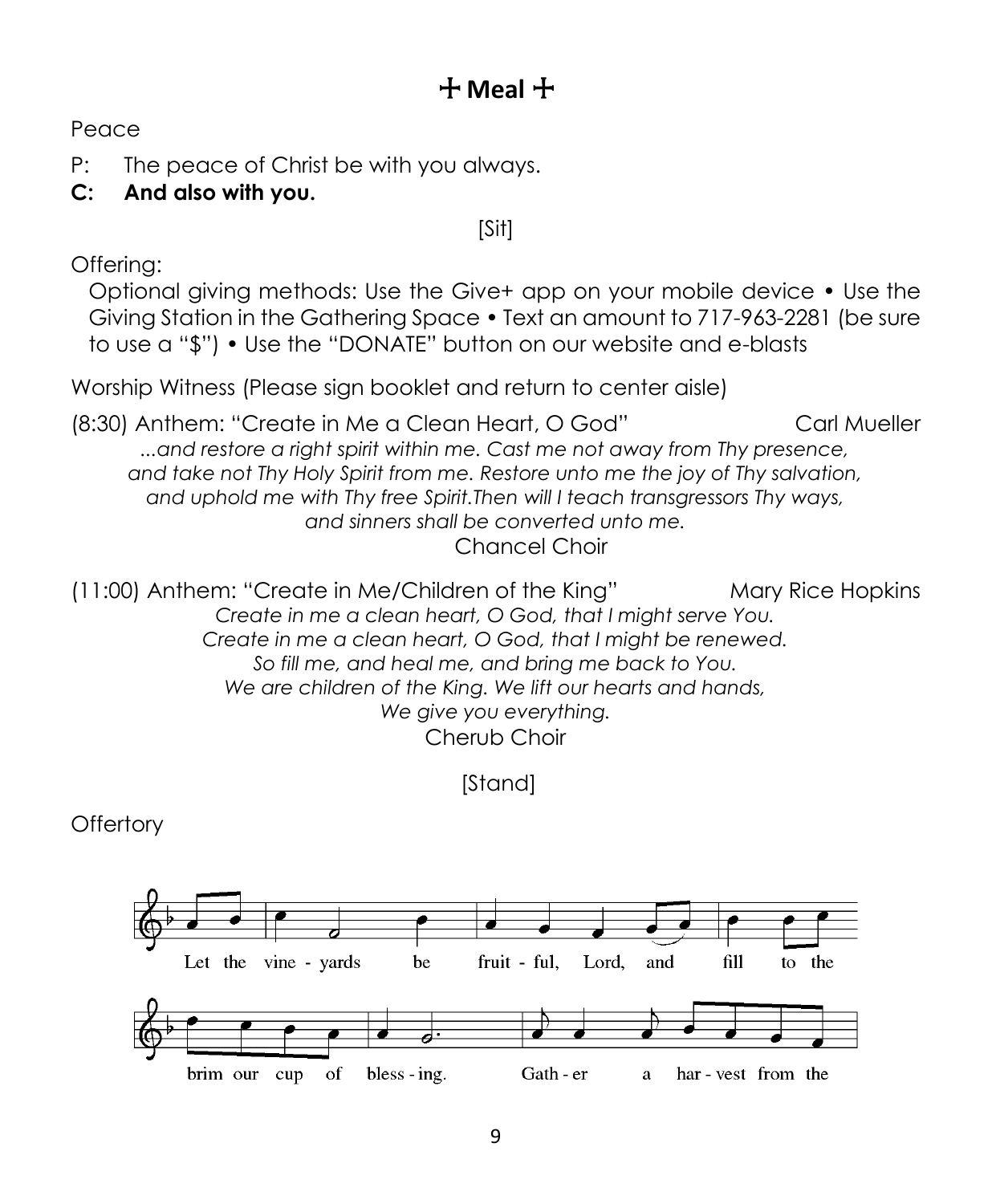## ☩ Meal ☩

Peace

P: The peace of Christ be with you always.

**C: And also with you.**

[Sit]

Offering:

Optional giving methods: Use the Give+ app on your mobile device • Use the Giving Station in the Gathering Space • Text an amount to 717-963-2281 (be sure to use a "$") • Use the "DONATE" button on our website and e-blasts

Worship Witness (Please sign booklet and return to center aisle)

(8:30) Anthem: "Create in Me a Clean Heart, O God" Carl Mueller

*...and restore a right spirit within me. Cast me not away from Thy presence, and take not Thy Holy Spirit from me. Restore unto me the joy of Thy salvation, and uphold me with Thy free Spirit.Then will I teach transgressors Thy ways, and sinners shall be converted unto me.*

Chancel Choir

(11:00) Anthem: "Create in Me/Children of the King" Mary Rice Hopkins

*Create in me a clean heart, O God, that I might serve You.*
*Create in me a clean heart, O God, that I might be renewed.*
*So fill me, and heal me, and bring me back to You.*
*We are children of the King. We lift our hearts and hands,*
*We give you everything.*

Cherub Choir

[Stand]

Offertory

Let the vine - yards be fruit - ful, Lord, and fill to the brim our cup of bless - ing. Gath - er a har - vest from the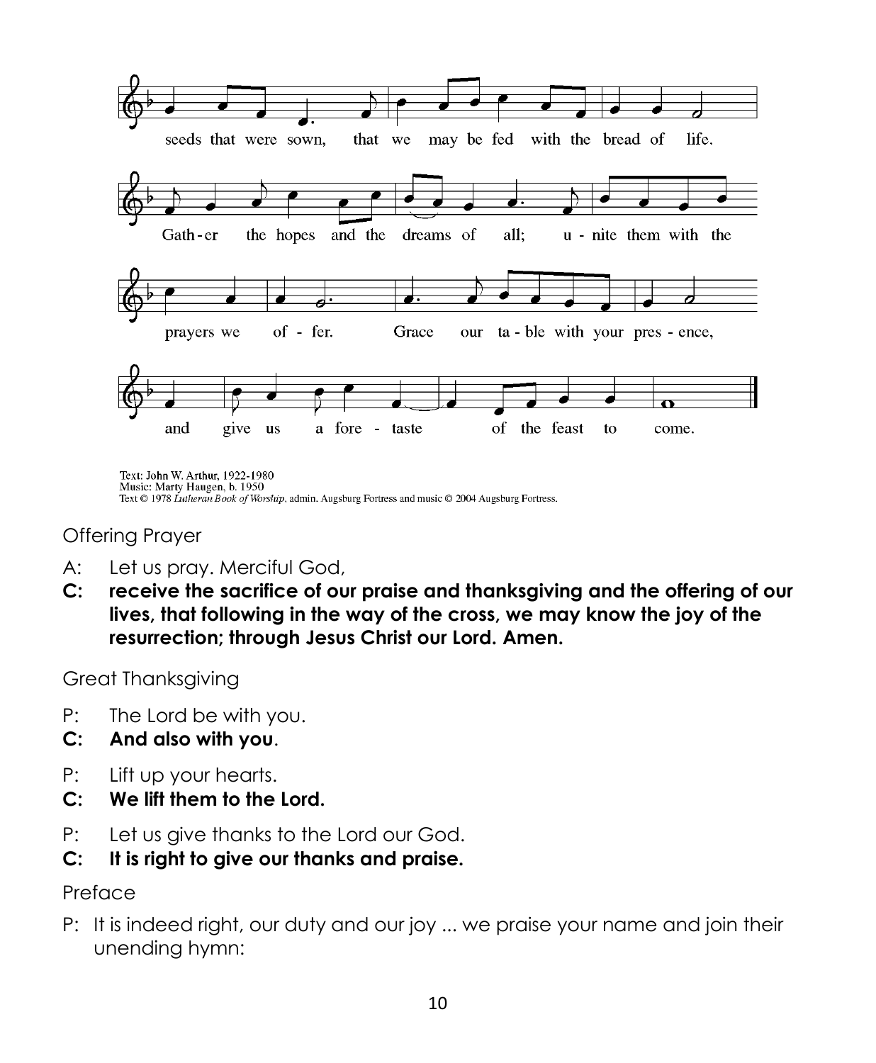seeds that were sown, that we may be fed with the bread of life.

Gath-er the hopes and the dreams of all; u - nite them with the prayers we of - fer. Grace our ta - ble with your pres - ence, and give us a fore - taste of the feast to come.

Text: John W. Arthur, 1922-1980
Music: Marty Haugen, b. 1950
Text © 1978 *Lutheran Book of Worship*, admin. Augsburg Fortress and music © 2004 Augsburg Fortress.

Offering Prayer

A: Let us pray. Merciful God,

**C: receive the sacrifice of our praise and thanksgiving and the offering of our lives, that following in the way of the cross, we may know the joy of the resurrection; through Jesus Christ our Lord. Amen.**

Great Thanksgiving

P: The Lord be with you.

**C: And also with you**.

P: Lift up your hearts.

**C: We lift them to the Lord.**

P: Let us give thanks to the Lord our God.

**C: It is right to give our thanks and praise.**

Preface

P: It is indeed right, our duty and our joy ... we praise your name and join their unending hymn: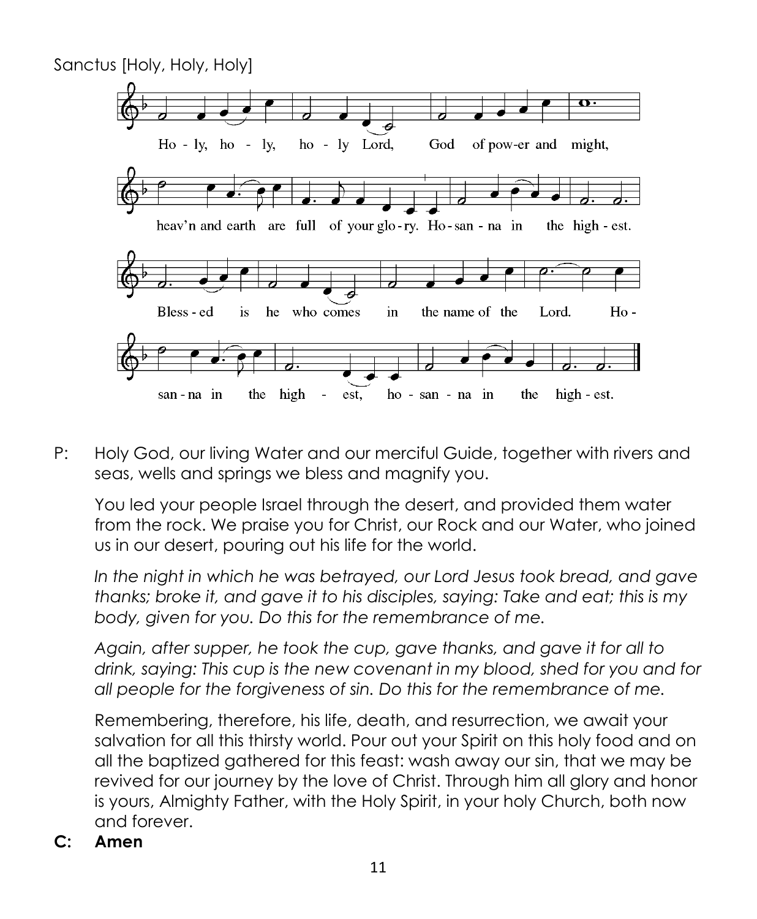Sanctus [Holy, Holy, Holy]

Ho - ly, ho - ly, ho - ly Lord, God of pow-er and might,

heav'n and earth are full of your glo-ry. Ho-san - na in the high - est.

Bless - ed is he who comes in the name of the Lord. Ho -

san - na in the high - est, ho - san - na in the high - est.

P: Holy God, our living Water and our merciful Guide, together with rivers and seas, wells and springs we bless and magnify you.

You led your people Israel through the desert, and provided them water from the rock. We praise you for Christ, our Rock and our Water, who joined us in our desert, pouring out his life for the world.

*In the night in which he was betrayed, our Lord Jesus took bread, and gave thanks; broke it, and gave it to his disciples, saying: Take and eat; this is my body, given for you. Do this for the remembrance of me.*

*Again, after supper, he took the cup, gave thanks, and gave it for all to drink, saying: This cup is the new covenant in my blood, shed for you and for all people for the forgiveness of sin. Do this for the remembrance of me.*

Remembering, therefore, his life, death, and resurrection, we await your salvation for all this thirsty world. Pour out your Spirit on this holy food and on all the baptized gathered for this feast: wash away our sin, that we may be revived for our journey by the love of Christ. Through him all glory and honor is yours, Almighty Father, with the Holy Spirit, in your holy Church, both now and forever.

**C: Amen**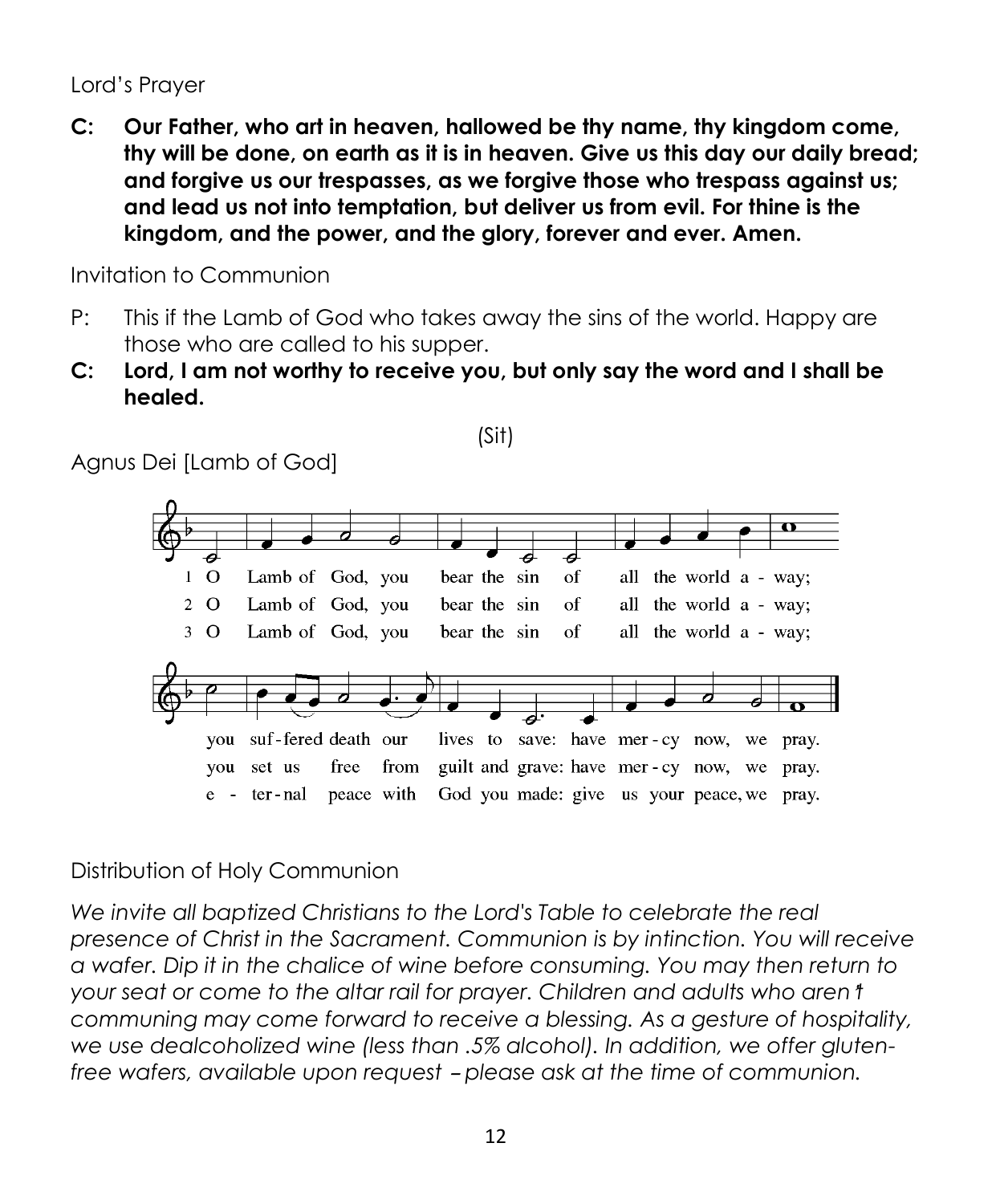Lord's Prayer

**C: Our Father, who art in heaven, hallowed be thy name, thy kingdom come, thy will be done, on earth as it is in heaven. Give us this day our daily bread; and forgive us our trespasses, as we forgive those who trespass against us; and lead us not into temptation, but deliver us from evil. For thine is the kingdom, and the power, and the glory, forever and ever. Amen.**

Invitation to Communion

P: This if the Lamb of God who takes away the sins of the world. Happy are those who are called to his supper.

**C: Lord, I am not worthy to receive you, but only say the word and I shall be healed.**

(Sit)

Agnus Dei [Lamb of God]

1 O Lamb of God, you bear the sin of all the world a - way;
you suf - fered death our lives to save: have mer - cy now, we pray.

2 O Lamb of God, you bear the sin of all the world a - way;
you set us free from guilt and grave: have mer - cy now, we pray.

3 O Lamb of God, you bear the sin of all the world a - way;
e - ter - nal peace with God you made: give us your peace, we pray.

Distribution of Holy Communion

*We invite all baptized Christians to the Lord's Table to celebrate the real presence of Christ in the Sacrament. Communion is by intinction. You will receive a wafer. Dip it in the chalice of wine before consuming. You may then return to your seat or come to the altar rail for prayer. Children and adults who aren't communing may come forward to receive a blessing. As a gesture of hospitality, we use dealcoholized wine (less than .5% alcohol). In addition, we offer gluten-free wafers, available upon request – please ask at the time of communion.*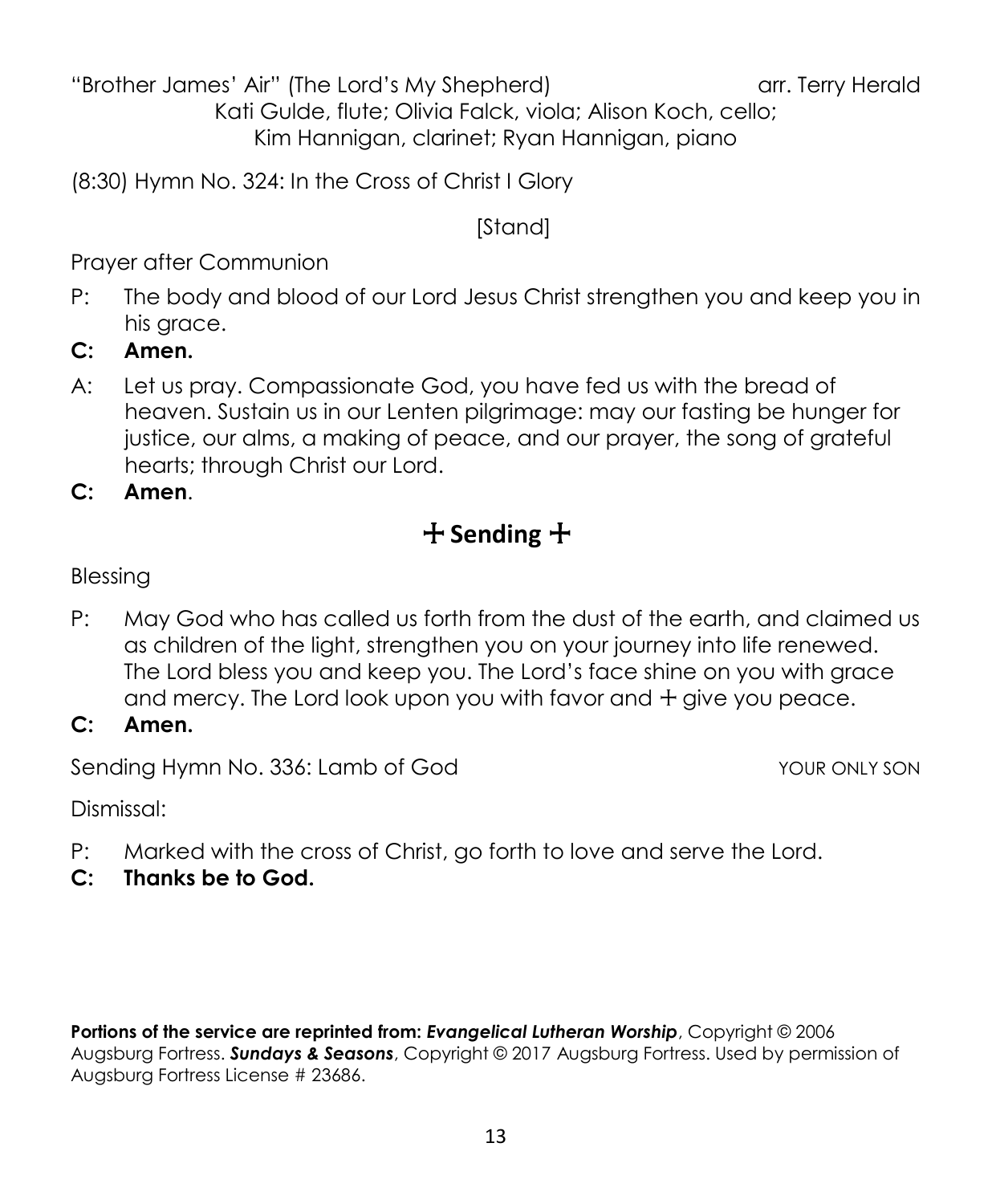"Brother James' Air" (The Lord's My Shepherd) arr. Terry Herald

Kati Gulde, flute; Olivia Falck, viola; Alison Koch, cello;
Kim Hannigan, clarinet; Ryan Hannigan, piano

(8:30) Hymn No. 324: In the Cross of Christ I Glory

[Stand]

Prayer after Communion

P: The body and blood of our Lord Jesus Christ strengthen you and keep you in his grace.

**C: Amen.**

A: Let us pray. Compassionate God, you have fed us with the bread of heaven. Sustain us in our Lenten pilgrimage: may our fasting be hunger for justice, our alms, a making of peace, and our prayer, the song of grateful hearts; through Christ our Lord.

**C: Amen**.

## ☩ Sending ☩

Blessing

P: May God who has called us forth from the dust of the earth, and claimed us as children of the light, strengthen you on your journey into life renewed. The Lord bless you and keep you. The Lord's face shine on you with grace and mercy. The Lord look upon you with favor and ☩ give you peace.

**C: Amen.**

Sending Hymn No. 336: Lamb of God YOUR ONLY SON

Dismissal:

P: Marked with the cross of Christ, go forth to love and serve the Lord.

**C: Thanks be to God.**

**Portions of the service are reprinted from: *Evangelical Lutheran Worship***, Copyright © 2006 Augsburg Fortress. ***Sundays & Seasons***, Copyright © 2017 Augsburg Fortress. Used by permission of Augsburg Fortress License # 23686.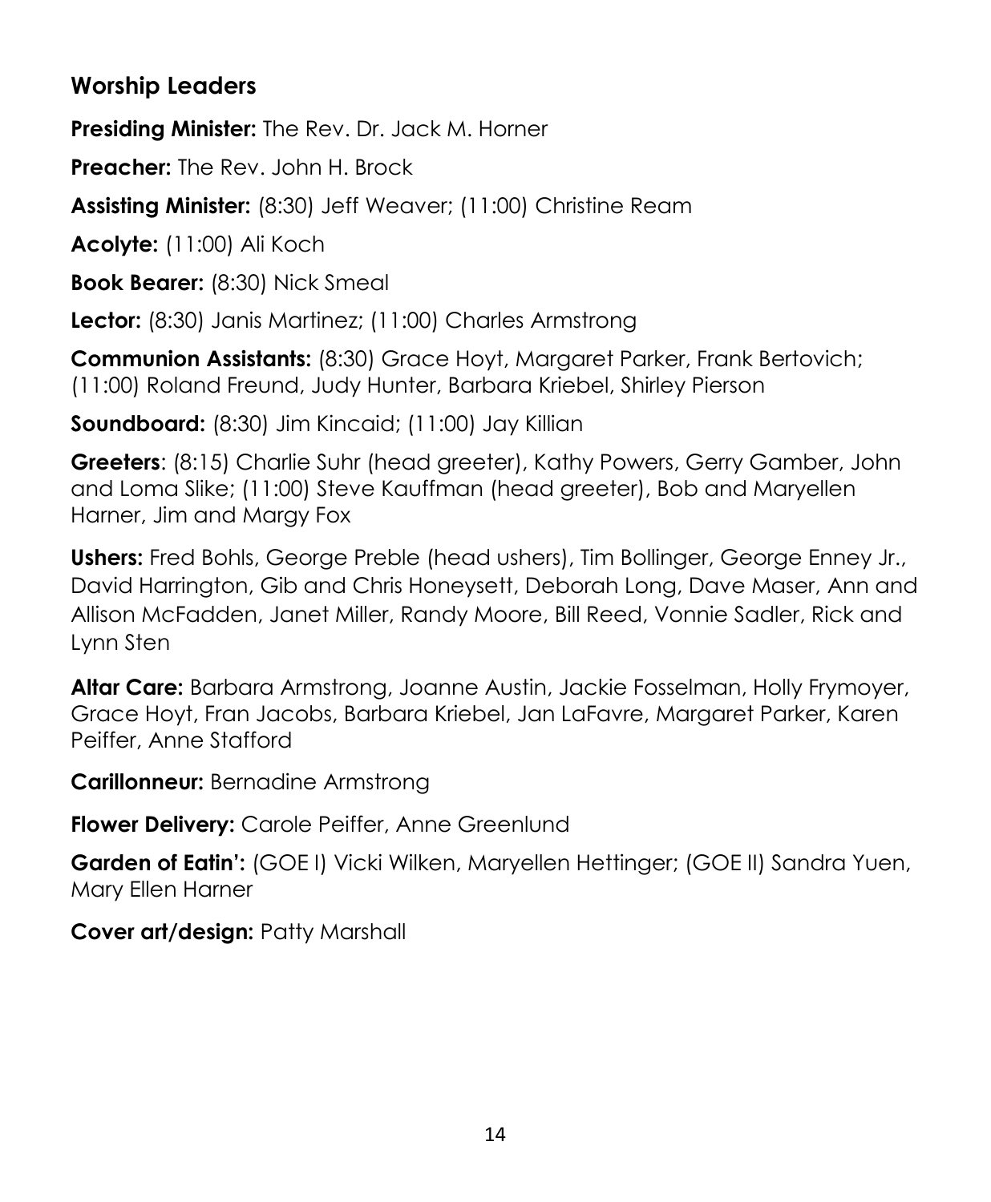## Worship Leaders

**Presiding Minister:** The Rev. Dr. Jack M. Horner

**Preacher:** The Rev. John H. Brock

**Assisting Minister:** (8:30) Jeff Weaver; (11:00) Christine Ream

**Acolyte:** (11:00) Ali Koch

**Book Bearer:** (8:30) Nick Smeal

**Lector:** (8:30) Janis Martinez; (11:00) Charles Armstrong

**Communion Assistants:** (8:30) Grace Hoyt, Margaret Parker, Frank Bertovich; (11:00) Roland Freund, Judy Hunter, Barbara Kriebel, Shirley Pierson

**Soundboard:** (8:30) Jim Kincaid; (11:00) Jay Killian

**Greeters**: (8:15) Charlie Suhr (head greeter), Kathy Powers, Gerry Gamber, John and Loma Slike; (11:00) Steve Kauffman (head greeter), Bob and Maryellen Harner, Jim and Margy Fox

**Ushers:** Fred Bohls, George Preble (head ushers), Tim Bollinger, George Enney Jr., David Harrington, Gib and Chris Honeysett, Deborah Long, Dave Maser, Ann and Allison McFadden, Janet Miller, Randy Moore, Bill Reed, Vonnie Sadler, Rick and Lynn Sten

**Altar Care:** Barbara Armstrong, Joanne Austin, Jackie Fosselman, Holly Frymoyer, Grace Hoyt, Fran Jacobs, Barbara Kriebel, Jan LaFavre, Margaret Parker, Karen Peiffer, Anne Stafford

**Carillonneur:** Bernadine Armstrong

**Flower Delivery:** Carole Peiffer, Anne Greenlund

**Garden of Eatin':** (GOE I) Vicki Wilken, Maryellen Hettinger; (GOE II) Sandra Yuen, Mary Ellen Harner

**Cover art/design:** Patty Marshall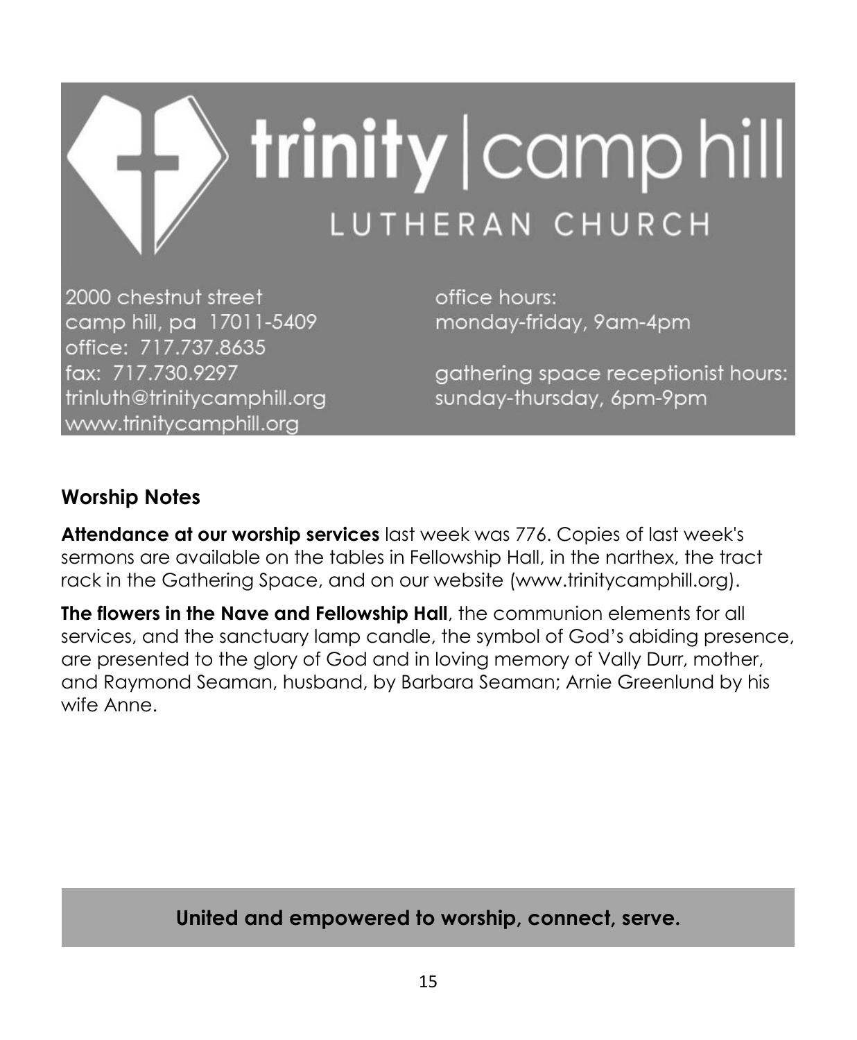# trinity | camp hill
## LUTHERAN CHURCH

2000 chestnut street
camp hill, pa 17011-5409
office: 717.737.8635
fax: 717.730.9297
trinluth@trinitycamphill.org
www.trinitycamphill.org

office hours:
monday-friday, 9am-4pm

gathering space receptionist hours:
sunday-thursday, 6pm-9pm

## Worship Notes

**Attendance at our worship services** last week was 776. Copies of last week's sermons are available on the tables in Fellowship Hall, in the narthex, the tract rack in the Gathering Space, and on our website (www.trinitycamphill.org).

**The flowers in the Nave and Fellowship Hall**, the communion elements for all services, and the sanctuary lamp candle, the symbol of God's abiding presence, are presented to the glory of God and in loving memory of Vally Durr, mother, and Raymond Seaman, husband, by Barbara Seaman; Arnie Greenlund by his wife Anne.

**United and empowered to worship, connect, serve.**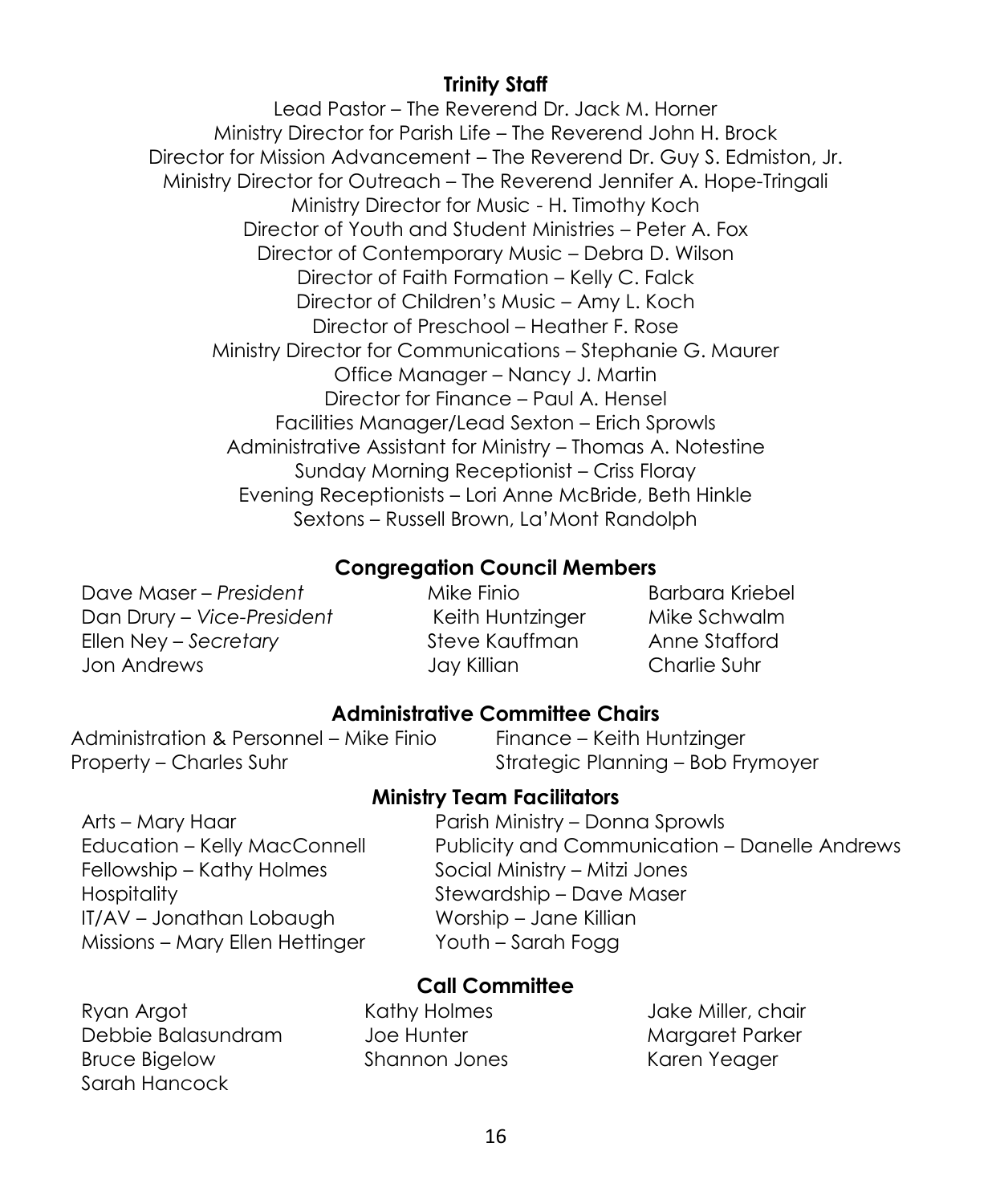## Trinity Staff

Lead Pastor – The Reverend Dr. Jack M. Horner
Ministry Director for Parish Life – The Reverend John H. Brock
Director for Mission Advancement – The Reverend Dr. Guy S. Edmiston, Jr.
Ministry Director for Outreach – The Reverend Jennifer A. Hope-Tringali
Ministry Director for Music - H. Timothy Koch
Director of Youth and Student Ministries – Peter A. Fox
Director of Contemporary Music – Debra D. Wilson
Director of Faith Formation – Kelly C. Falck
Director of Children's Music – Amy L. Koch
Director of Preschool – Heather F. Rose
Ministry Director for Communications – Stephanie G. Maurer
Office Manager – Nancy J. Martin
Director for Finance – Paul A. Hensel
Facilities Manager/Lead Sexton – Erich Sprowls
Administrative Assistant for Ministry – Thomas A. Notestine
Sunday Morning Receptionist – Criss Floray
Evening Receptionists – Lori Anne McBride, Beth Hinkle
Sextons – Russell Brown, La'Mont Randolph

## Congregation Council Members

Dave Maser – *President*
Dan Drury – *Vice-President*
Ellen Ney – *Secretary*
Jon Andrews
Mike Finio
Keith Huntzinger
Steve Kauffman
Jay Killian
Barbara Kriebel
Mike Schwalm
Anne Stafford
Charlie Suhr

## Administrative Committee Chairs

Administration & Personnel – Mike Finio
Property – Charles Suhr
Finance – Keith Huntzinger
Strategic Planning – Bob Frymoyer

## Ministry Team Facilitators

Arts – Mary Haar
Education – Kelly MacConnell
Fellowship – Kathy Holmes
Hospitality
IT/AV – Jonathan Lobaugh
Missions – Mary Ellen Hettinger
Parish Ministry – Donna Sprowls
Publicity and Communication – Danelle Andrews
Social Ministry – Mitzi Jones
Stewardship – Dave Maser
Worship – Jane Killian
Youth – Sarah Fogg

## Call Committee

Ryan Argot
Debbie Balasundram
Bruce Bigelow
Sarah Hancock
Kathy Holmes
Joe Hunter
Shannon Jones
Jake Miller, chair
Margaret Parker
Karen Yeager